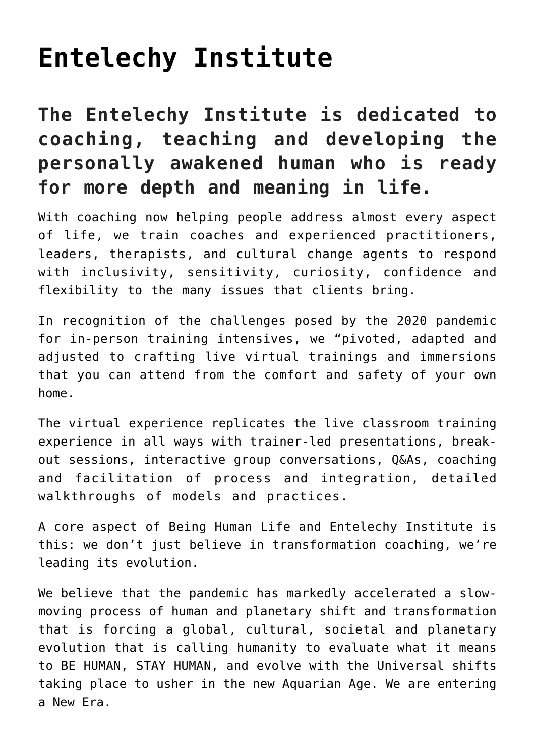# Entelechy Institute

## The Entelechy Institute is dedicated to coaching, teaching and developing the personally awakened human who is ready for more depth and meaning in life.

With coaching now helping people address almost every aspect of life, we train coaches and experienced practitioners, leaders, therapists, and cultural change agents to respond with inclusivity, sensitivity, curiosity, confidence and flexibility to the many issues that clients bring.

In recognition of the challenges posed by the 2020 pandemic for in-person training intensives, we "pivoted, adapted and adjusted to crafting live virtual trainings and immersions that you can attend from the comfort and safety of your own home.

The virtual experience replicates the live classroom training experience in all ways with trainer-led presentations, break-out sessions, interactive group conversations, Q&As, coaching and facilitation of process and integration, detailed walkthroughs of models and practices.

A core aspect of Being Human Life and Entelechy Institute is this: we don't just believe in transformation coaching, we're leading its evolution.

We believe that the pandemic has markedly accelerated a slow-moving process of human and planetary shift and transformation that is forcing a global, cultural, societal and planetary evolution that is calling humanity to evaluate what it means to BE HUMAN, STAY HUMAN, and evolve with the Universal shifts taking place to usher in the new Aquarian Age. We are entering a New Era.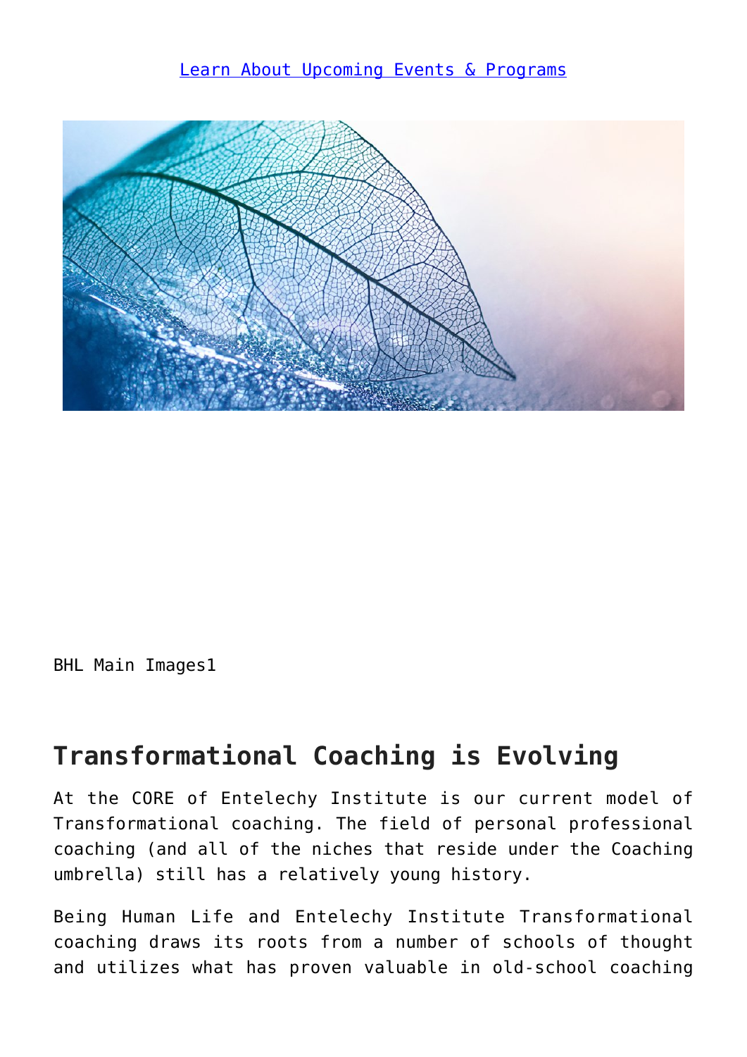[Learn About Upcoming Events & Programs]

BHL Main Images1

## Transformational Coaching is Evolving

At the CORE of Entelechy Institute is our current model of Transformational coaching. The field of personal professional coaching (and all of the niches that reside under the Coaching umbrella) still has a relatively young history.

Being Human Life and Entelechy Institute Transformational coaching draws its roots from a number of schools of thought and utilizes what has proven valuable in old-school coaching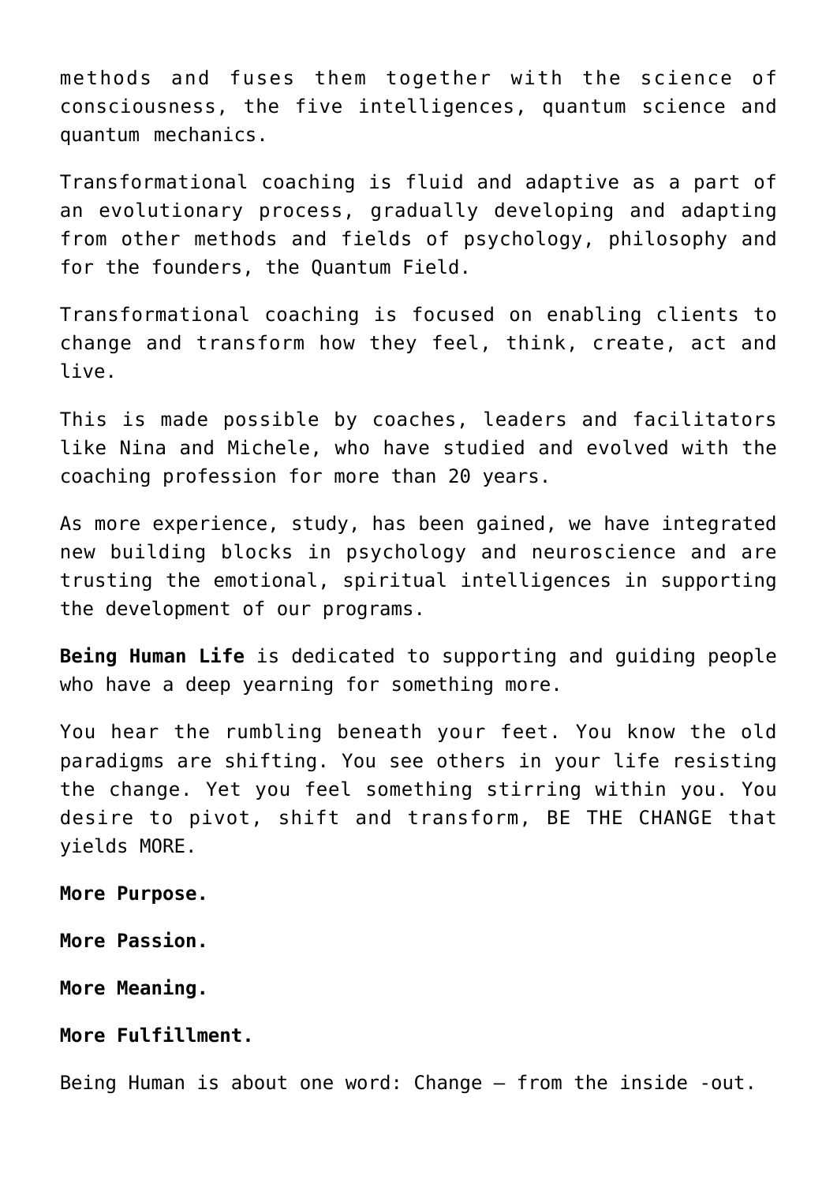methods and fuses them together with the science of consciousness, the five intelligences, quantum science and quantum mechanics.

Transformational coaching is fluid and adaptive as a part of an evolutionary process, gradually developing and adapting from other methods and fields of psychology, philosophy and for the founders, the Quantum Field.

Transformational coaching is focused on enabling clients to change and transform how they feel, think, create, act and live.

This is made possible by coaches, leaders and facilitators like Nina and Michele, who have studied and evolved with the coaching profession for more than 20 years.

As more experience, study, has been gained, we have integrated new building blocks in psychology and neuroscience and are trusting the emotional, spiritual intelligences in supporting the development of our programs.

**Being Human Life** is dedicated to supporting and guiding people who have a deep yearning for something more.

You hear the rumbling beneath your feet. You know the old paradigms are shifting. You see others in your life resisting the change. Yet you feel something stirring within you. You desire to pivot, shift and transform, BE THE CHANGE that yields MORE.

**More Purpose.**

**More Passion.**

**More Meaning.**

**More Fulfillment.**

Being Human is about one word: Change – from the inside -out.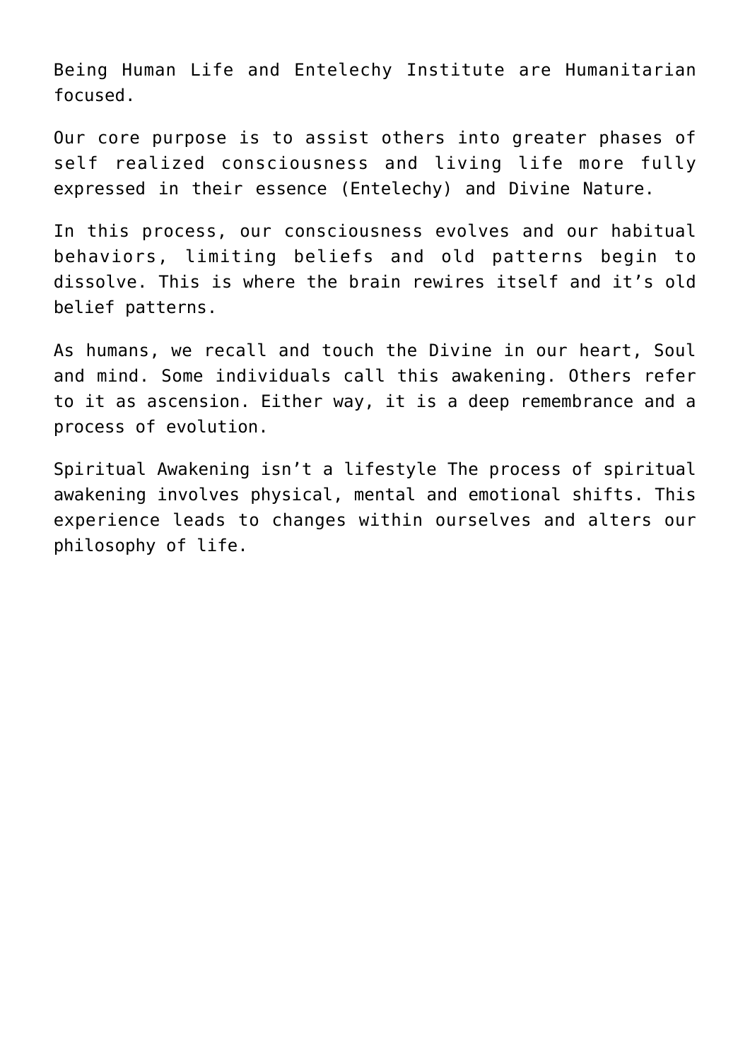Being Human Life and Entelechy Institute are Humanitarian focused.

Our core purpose is to assist others into greater phases of self realized consciousness and living life more fully expressed in their essence (Entelechy) and Divine Nature.

In this process, our consciousness evolves and our habitual behaviors, limiting beliefs and old patterns begin to dissolve. This is where the brain rewires itself and it's old belief patterns.

As humans, we recall and touch the Divine in our heart, Soul and mind. Some individuals call this awakening. Others refer to it as ascension. Either way, it is a deep remembrance and a process of evolution.

Spiritual Awakening isn't a lifestyle The process of spiritual awakening involves physical, mental and emotional shifts. This experience leads to changes within ourselves and alters our philosophy of life.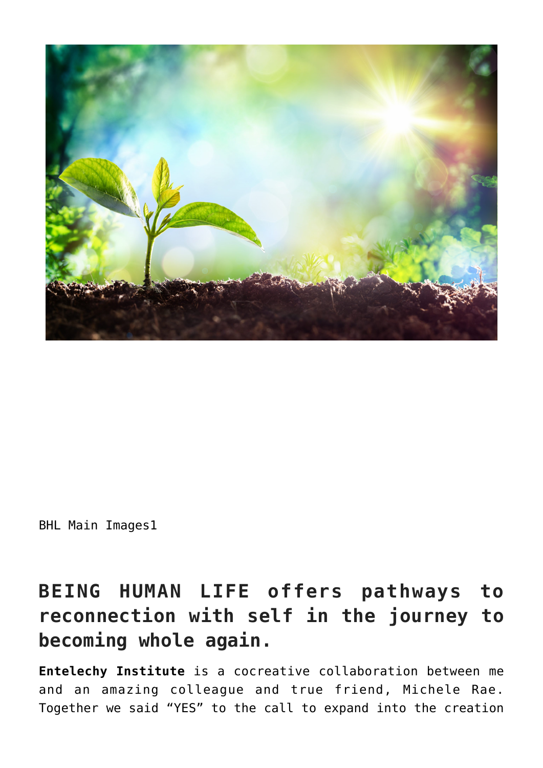BHL Main Images1

## BEING HUMAN LIFE offers pathways to reconnection with self in the journey to becoming whole again.

**Entelechy Institute** is a cocreative collaboration between me and an amazing colleague and true friend, Michele Rae. Together we said “YES” to the call to expand into the creation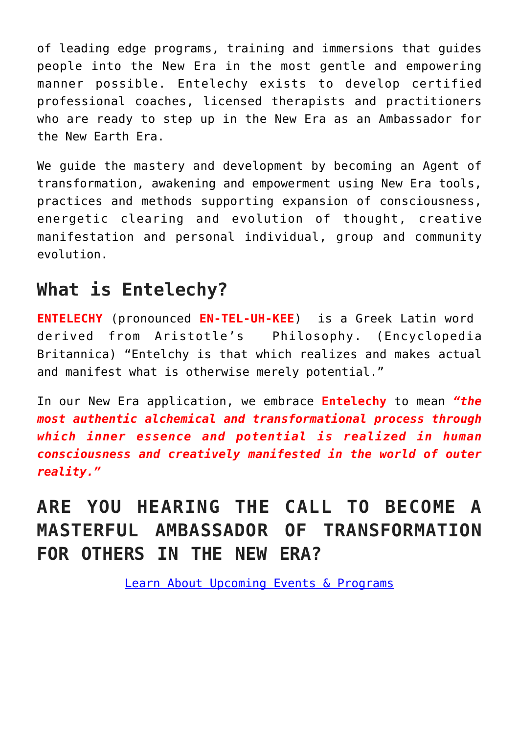of leading edge programs, training and immersions that guides people into the New Era in the most gentle and empowering manner possible. Entelechy exists to develop certified professional coaches, licensed therapists and practitioners who are ready to step up in the New Era as an Ambassador for the New Earth Era.

We guide the mastery and development by becoming an Agent of transformation, awakening and empowerment using New Era tools, practices and methods supporting expansion of consciousness, energetic clearing and evolution of thought, creative manifestation and personal individual, group and community evolution.

## What is Entelechy?

**ENTELECHY** (pronounced **EN-TEL-UH-KEE**) is a Greek Latin word derived from Aristotle's Philosophy. (Encyclopedia Britannica) "Entelchy is that which realizes and makes actual and manifest what is otherwise merely potential."

In our New Era application, we embrace **Entelechy** to mean ***"the most authentic alchemical and transformational process through which inner essence and potential is realized in human consciousness and creatively manifested in the world of outer reality."***

## ARE YOU HEARING THE CALL TO BECOME A MASTERFUL AMBASSADOR OF TRANSFORMATION FOR OTHERS IN THE NEW ERA?

Learn About Upcoming Events & Programs